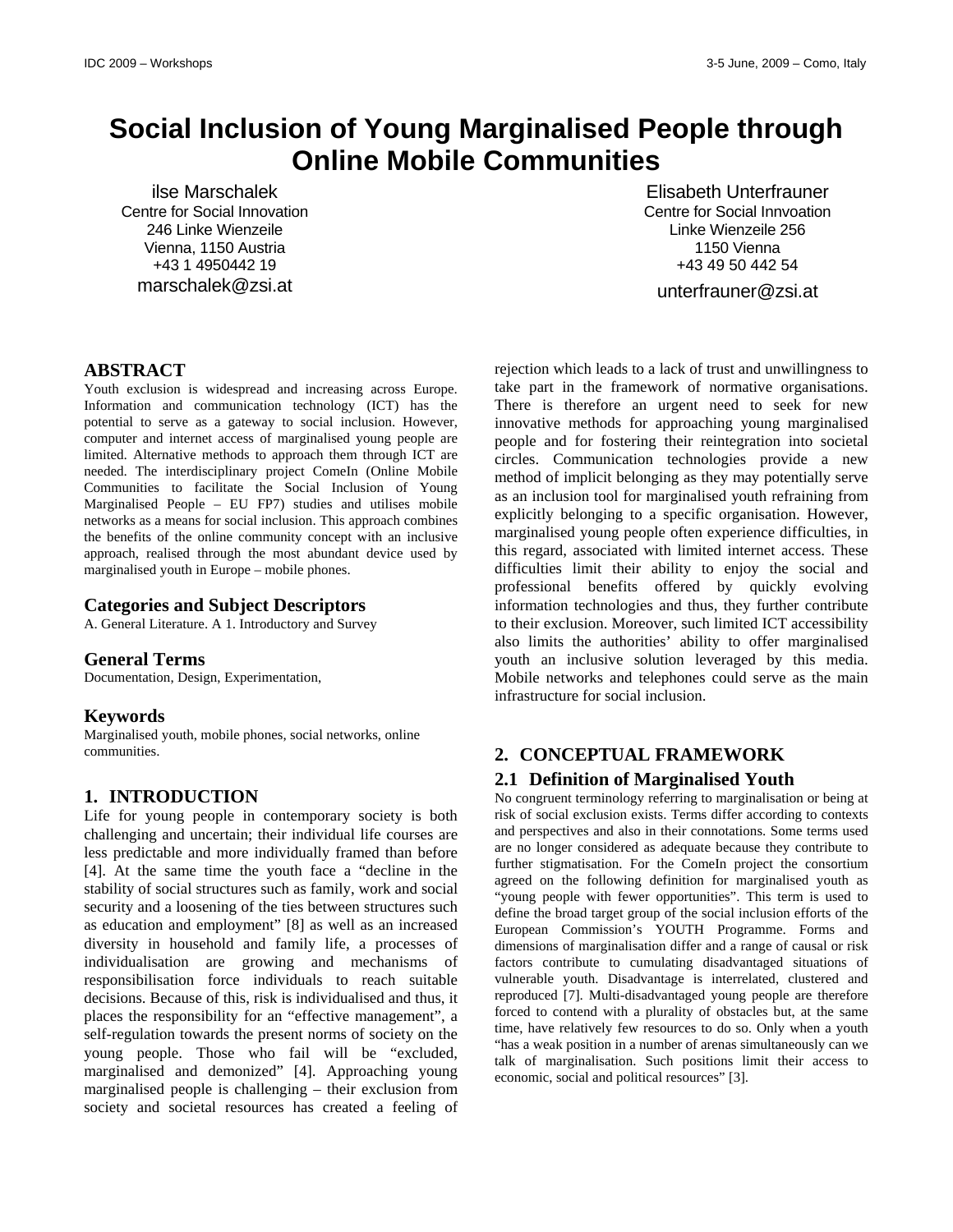# Social Inclusion of Young Marginalised People through Online Mobile Communities

ilse Marschalek
Centre for Social Innovation
246 Linke Wienzeile
Vienna, 1150 Austria
+43 1 4950442 19
marschalek@zsi.at

Elisabeth Unterfrauner
Centre for Social Innvoation
Linke Wienzeile 256
1150 Vienna
+43 49 50 442 54
unterfrauner@zsi.at

## ABSTRACT

Youth exclusion is widespread and increasing across Europe. Information and communication technology (ICT) has the potential to serve as a gateway to social inclusion. However, computer and internet access of marginalised young people are limited. Alternative methods to approach them through ICT are needed. The interdisciplinary project ComeIn (Online Mobile Communities to facilitate the Social Inclusion of Young Marginalised People – EU FP7) studies and utilises mobile networks as a means for social inclusion. This approach combines the benefits of the online community concept with an inclusive approach, realised through the most abundant device used by marginalised youth in Europe – mobile phones.

### Categories and Subject Descriptors

A. General Literature. A 1. Introductory and Survey

### General Terms

Documentation, Design, Experimentation,

### Keywords

Marginalised youth, mobile phones, social networks, online communities.

## 1. INTRODUCTION

Life for young people in contemporary society is both challenging and uncertain; their individual life courses are less predictable and more individually framed than before [4]. At the same time the youth face a "decline in the stability of social structures such as family, work and social security and a loosening of the ties between structures such as education and employment" [8] as well as an increased diversity in household and family life, a processes of individualisation are growing and mechanisms of responsibilisation force individuals to reach suitable decisions. Because of this, risk is individualised and thus, it places the responsibility for an "effective management", a self-regulation towards the present norms of society on the young people. Those who fail will be "excluded, marginalised and demonized" [4]. Approaching young marginalised people is challenging – their exclusion from society and societal resources has created a feeling of rejection which leads to a lack of trust and unwillingness to take part in the framework of normative organisations. There is therefore an urgent need to seek for new innovative methods for approaching young marginalised people and for fostering their reintegration into societal circles. Communication technologies provide a new method of implicit belonging as they may potentially serve as an inclusion tool for marginalised youth refraining from explicitly belonging to a specific organisation. However, marginalised young people often experience difficulties, in this regard, associated with limited internet access. These difficulties limit their ability to enjoy the social and professional benefits offered by quickly evolving information technologies and thus, they further contribute to their exclusion. Moreover, such limited ICT accessibility also limits the authorities' ability to offer marginalised youth an inclusive solution leveraged by this media. Mobile networks and telephones could serve as the main infrastructure for social inclusion.

## 2. CONCEPTUAL FRAMEWORK

### 2.1 Definition of Marginalised Youth

No congruent terminology referring to marginalisation or being at risk of social exclusion exists. Terms differ according to contexts and perspectives and also in their connotations. Some terms used are no longer considered as adequate because they contribute to further stigmatisation. For the ComeIn project the consortium agreed on the following definition for marginalised youth as "young people with fewer opportunities". This term is used to define the broad target group of the social inclusion efforts of the European Commission's YOUTH Programme. Forms and dimensions of marginalisation differ and a range of causal or risk factors contribute to cumulating disadvantaged situations of vulnerable youth. Disadvantage is interrelated, clustered and reproduced [7]. Multi-disadvantaged young people are therefore forced to contend with a plurality of obstacles but, at the same time, have relatively few resources to do so. Only when a youth "has a weak position in a number of arenas simultaneously can we talk of marginalisation. Such positions limit their access to economic, social and political resources" [3].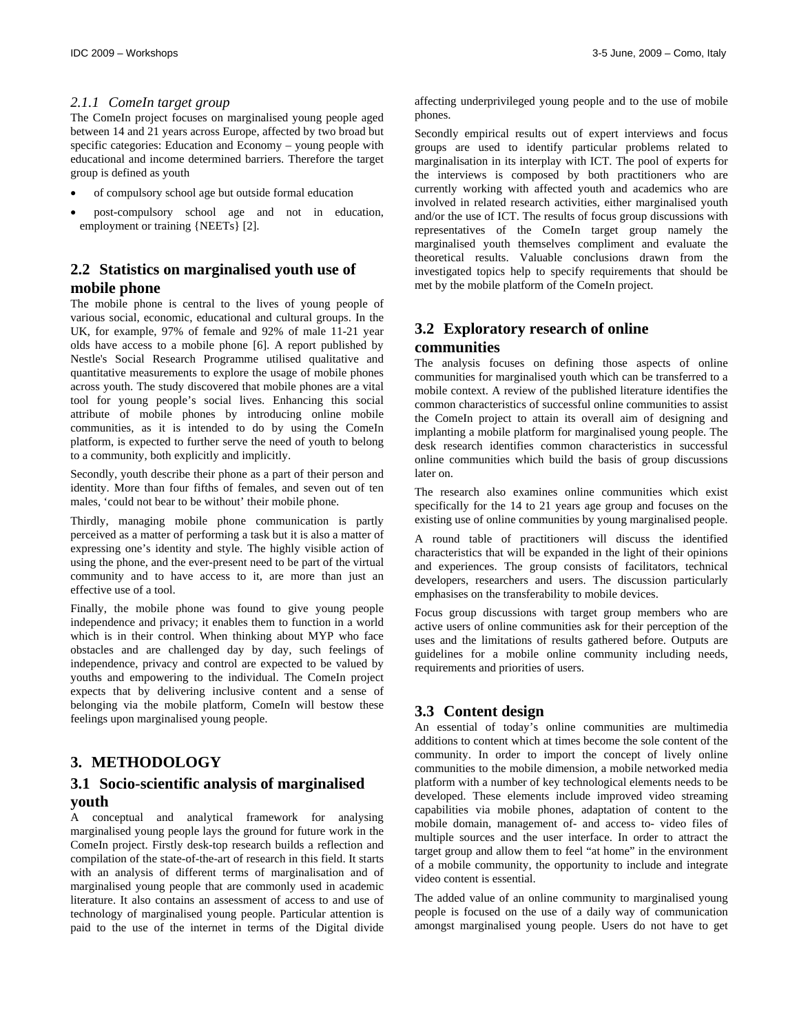#### 2.1.1 ComeIn target group

The ComeIn project focuses on marginalised young people aged between 14 and 21 years across Europe, affected by two broad but specific categories: Education and Economy – young people with educational and income determined barriers. Therefore the target group is defined as youth

- of compulsory school age but outside formal education
- post-compulsory school age and not in education, employment or training {NEETs} [2].

## 2.2 Statistics on marginalised youth use of mobile phone

The mobile phone is central to the lives of young people of various social, economic, educational and cultural groups. In the UK, for example, 97% of female and 92% of male 11-21 year olds have access to a mobile phone [6]. A report published by Nestle's Social Research Programme utilised qualitative and quantitative measurements to explore the usage of mobile phones across youth. The study discovered that mobile phones are a vital tool for young people's social lives. Enhancing this social attribute of mobile phones by introducing online mobile communities, as it is intended to do by using the ComeIn platform, is expected to further serve the need of youth to belong to a community, both explicitly and implicitly.

Secondly, youth describe their phone as a part of their person and identity. More than four fifths of females, and seven out of ten males, 'could not bear to be without' their mobile phone.

Thirdly, managing mobile phone communication is partly perceived as a matter of performing a task but it is also a matter of expressing one's identity and style. The highly visible action of using the phone, and the ever-present need to be part of the virtual community and to have access to it, are more than just an effective use of a tool.

Finally, the mobile phone was found to give young people independence and privacy; it enables them to function in a world which is in their control. When thinking about MYP who face obstacles and are challenged day by day, such feelings of independence, privacy and control are expected to be valued by youths and empowering to the individual. The ComeIn project expects that by delivering inclusive content and a sense of belonging via the mobile platform, ComeIn will bestow these feelings upon marginalised young people.

# 3. METHODOLOGY

## 3.1 Socio-scientific analysis of marginalised youth

A conceptual and analytical framework for analysing marginalised young people lays the ground for future work in the ComeIn project. Firstly desk-top research builds a reflection and compilation of the state-of-the-art of research in this field. It starts with an analysis of different terms of marginalisation and of marginalised young people that are commonly used in academic literature. It also contains an assessment of access to and use of technology of marginalised young people. Particular attention is paid to the use of the internet in terms of the Digital divide affecting underprivileged young people and to the use of mobile phones.

Secondly empirical results out of expert interviews and focus groups are used to identify particular problems related to marginalisation in its interplay with ICT. The pool of experts for the interviews is composed by both practitioners who are currently working with affected youth and academics who are involved in related research activities, either marginalised youth and/or the use of ICT. The results of focus group discussions with representatives of the ComeIn target group namely the marginalised youth themselves compliment and evaluate the theoretical results. Valuable conclusions drawn from the investigated topics help to specify requirements that should be met by the mobile platform of the ComeIn project.

## 3.2 Exploratory research of online communities

The analysis focuses on defining those aspects of online communities for marginalised youth which can be transferred to a mobile context. A review of the published literature identifies the common characteristics of successful online communities to assist the ComeIn project to attain its overall aim of designing and implanting a mobile platform for marginalised young people. The desk research identifies common characteristics in successful online communities which build the basis of group discussions later on.

The research also examines online communities which exist specifically for the 14 to 21 years age group and focuses on the existing use of online communities by young marginalised people.

A round table of practitioners will discuss the identified characteristics that will be expanded in the light of their opinions and experiences. The group consists of facilitators, technical developers, researchers and users. The discussion particularly emphasises on the transferability to mobile devices.

Focus group discussions with target group members who are active users of online communities ask for their perception of the uses and the limitations of results gathered before. Outputs are guidelines for a mobile online community including needs, requirements and priorities of users.

## 3.3 Content design

An essential of today's online communities are multimedia additions to content which at times become the sole content of the community. In order to import the concept of lively online communities to the mobile dimension, a mobile networked media platform with a number of key technological elements needs to be developed. These elements include improved video streaming capabilities via mobile phones, adaptation of content to the mobile domain, management of- and access to- video files of multiple sources and the user interface. In order to attract the target group and allow them to feel "at home" in the environment of a mobile community, the opportunity to include and integrate video content is essential.

The added value of an online community to marginalised young people is focused on the use of a daily way of communication amongst marginalised young people. Users do not have to get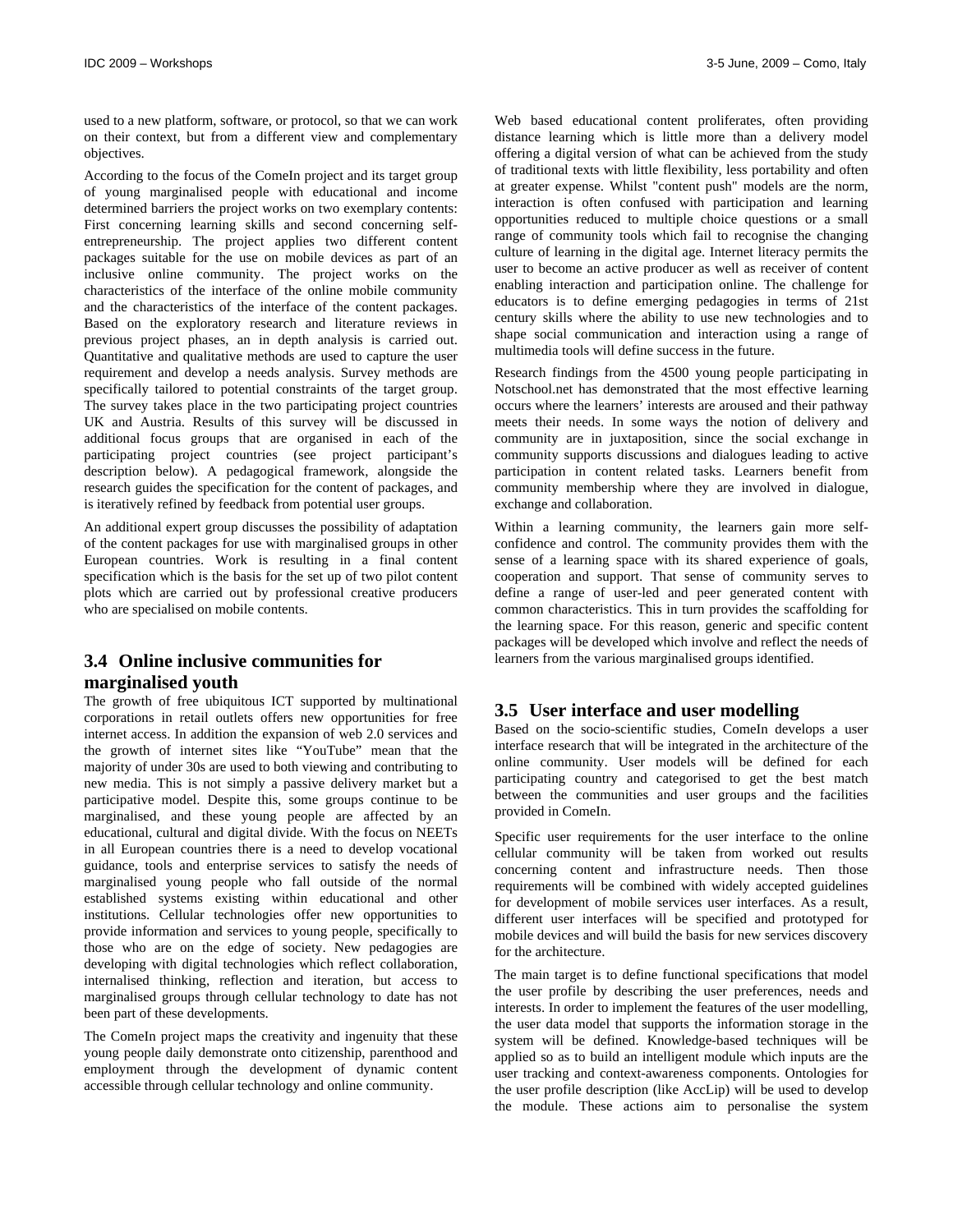used to a new platform, software, or protocol, so that we can work on their context, but from a different view and complementary objectives.

According to the focus of the ComeIn project and its target group of young marginalised people with educational and income determined barriers the project works on two exemplary contents: First concerning learning skills and second concerning self-entrepreneurship. The project applies two different content packages suitable for the use on mobile devices as part of an inclusive online community. The project works on the characteristics of the interface of the online mobile community and the characteristics of the interface of the content packages. Based on the exploratory research and literature reviews in previous project phases, an in depth analysis is carried out. Quantitative and qualitative methods are used to capture the user requirement and develop a needs analysis. Survey methods are specifically tailored to potential constraints of the target group. The survey takes place in the two participating project countries UK and Austria. Results of this survey will be discussed in additional focus groups that are organised in each of the participating project countries (see project participant's description below). A pedagogical framework, alongside the research guides the specification for the content of packages, and is iteratively refined by feedback from potential user groups.

An additional expert group discusses the possibility of adaptation of the content packages for use with marginalised groups in other European countries. Work is resulting in a final content specification which is the basis for the set up of two pilot content plots which are carried out by professional creative producers who are specialised on mobile contents.

## 3.4 Online inclusive communities for marginalised youth

The growth of free ubiquitous ICT supported by multinational corporations in retail outlets offers new opportunities for free internet access. In addition the expansion of web 2.0 services and the growth of internet sites like "YouTube" mean that the majority of under 30s are used to both viewing and contributing to new media. This is not simply a passive delivery market but a participative model. Despite this, some groups continue to be marginalised, and these young people are affected by an educational, cultural and digital divide. With the focus on NEETs in all European countries there is a need to develop vocational guidance, tools and enterprise services to satisfy the needs of marginalised young people who fall outside of the normal established systems existing within educational and other institutions. Cellular technologies offer new opportunities to provide information and services to young people, specifically to those who are on the edge of society. New pedagogies are developing with digital technologies which reflect collaboration, internalised thinking, reflection and iteration, but access to marginalised groups through cellular technology to date has not been part of these developments.

The ComeIn project maps the creativity and ingenuity that these young people daily demonstrate onto citizenship, parenthood and employment through the development of dynamic content accessible through cellular technology and online community.

Web based educational content proliferates, often providing distance learning which is little more than a delivery model offering a digital version of what can be achieved from the study of traditional texts with little flexibility, less portability and often at greater expense. Whilst "content push" models are the norm, interaction is often confused with participation and learning opportunities reduced to multiple choice questions or a small range of community tools which fail to recognise the changing culture of learning in the digital age. Internet literacy permits the user to become an active producer as well as receiver of content enabling interaction and participation online. The challenge for educators is to define emerging pedagogies in terms of 21st century skills where the ability to use new technologies and to shape social communication and interaction using a range of multimedia tools will define success in the future.

Research findings from the 4500 young people participating in Notschool.net has demonstrated that the most effective learning occurs where the learners' interests are aroused and their pathway meets their needs. In some ways the notion of delivery and community are in juxtaposition, since the social exchange in community supports discussions and dialogues leading to active participation in content related tasks. Learners benefit from community membership where they are involved in dialogue, exchange and collaboration.

Within a learning community, the learners gain more self-confidence and control. The community provides them with the sense of a learning space with its shared experience of goals, cooperation and support. That sense of community serves to define a range of user-led and peer generated content with common characteristics. This in turn provides the scaffolding for the learning space. For this reason, generic and specific content packages will be developed which involve and reflect the needs of learners from the various marginalised groups identified.

## 3.5 User interface and user modelling

Based on the socio-scientific studies, ComeIn develops a user interface research that will be integrated in the architecture of the online community. User models will be defined for each participating country and categorised to get the best match between the communities and user groups and the facilities provided in ComeIn.

Specific user requirements for the user interface to the online cellular community will be taken from worked out results concerning content and infrastructure needs. Then those requirements will be combined with widely accepted guidelines for development of mobile services user interfaces. As a result, different user interfaces will be specified and prototyped for mobile devices and will build the basis for new services discovery for the architecture.

The main target is to define functional specifications that model the user profile by describing the user preferences, needs and interests. In order to implement the features of the user modelling, the user data model that supports the information storage in the system will be defined. Knowledge-based techniques will be applied so as to build an intelligent module which inputs are the user tracking and context-awareness components. Ontologies for the user profile description (like AccLip) will be used to develop the module. These actions aim to personalise the system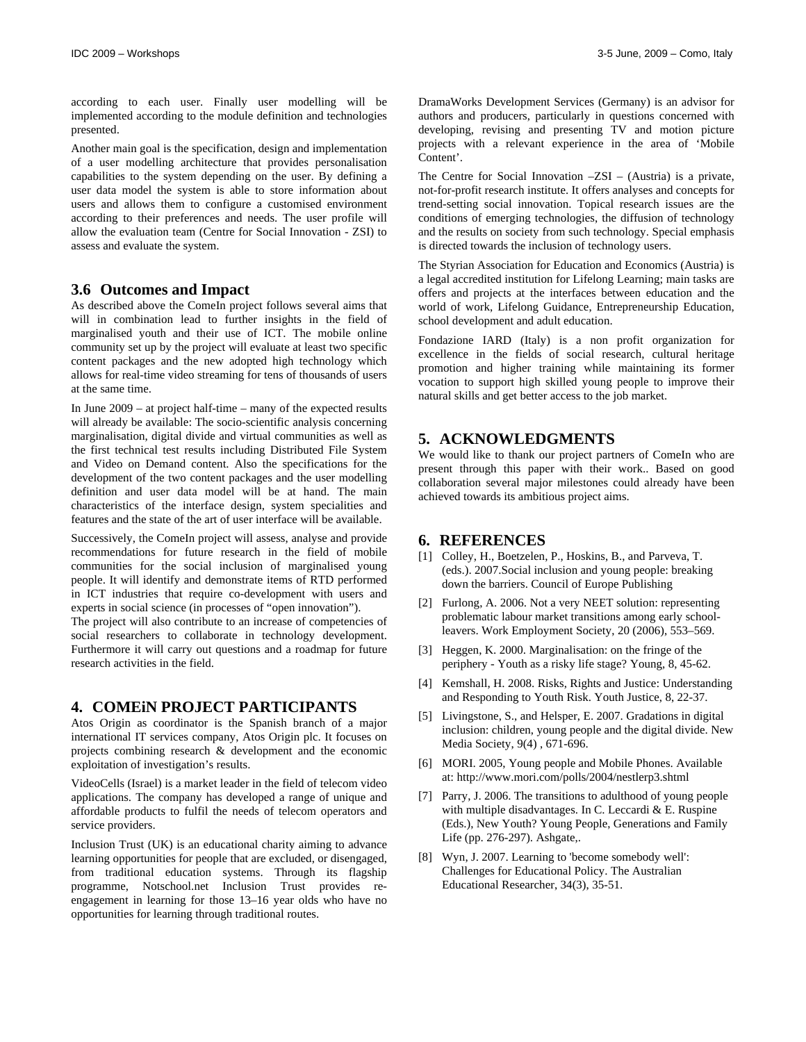according to each user. Finally user modelling will be implemented according to the module definition and technologies presented.

Another main goal is the specification, design and implementation of a user modelling architecture that provides personalisation capabilities to the system depending on the user. By defining a user data model the system is able to store information about users and allows them to configure a customised environment according to their preferences and needs. The user profile will allow the evaluation team (Centre for Social Innovation - ZSI) to assess and evaluate the system.

### 3.6 Outcomes and Impact

As described above the ComeIn project follows several aims that will in combination lead to further insights in the field of marginalised youth and their use of ICT. The mobile online community set up by the project will evaluate at least two specific content packages and the new adopted high technology which allows for real-time video streaming for tens of thousands of users at the same time.

In June 2009 – at project half-time – many of the expected results will already be available: The socio-scientific analysis concerning marginalisation, digital divide and virtual communities as well as the first technical test results including Distributed File System and Video on Demand content. Also the specifications for the development of the two content packages and the user modelling definition and user data model will be at hand. The main characteristics of the interface design, system specialities and features and the state of the art of user interface will be available.

Successively, the ComeIn project will assess, analyse and provide recommendations for future research in the field of mobile communities for the social inclusion of marginalised young people. It will identify and demonstrate items of RTD performed in ICT industries that require co-development with users and experts in social science (in processes of "open innovation").

The project will also contribute to an increase of competencies of social researchers to collaborate in technology development. Furthermore it will carry out questions and a roadmap for future research activities in the field.

## 4. COMEiN PROJECT PARTICIPANTS

Atos Origin as coordinator is the Spanish branch of a major international IT services company, Atos Origin plc. It focuses on projects combining research & development and the economic exploitation of investigation's results.

VideoCells (Israel) is a market leader in the field of telecom video applications. The company has developed a range of unique and affordable products to fulfil the needs of telecom operators and service providers.

Inclusion Trust (UK) is an educational charity aiming to advance learning opportunities for people that are excluded, or disengaged, from traditional education systems. Through its flagship programme, Notschool.net Inclusion Trust provides re-engagement in learning for those 13–16 year olds who have no opportunities for learning through traditional routes.

DramaWorks Development Services (Germany) is an advisor for authors and producers, particularly in questions concerned with developing, revising and presenting TV and motion picture projects with a relevant experience in the area of 'Mobile Content'.

The Centre for Social Innovation –ZSI – (Austria) is a private, not-for-profit research institute. It offers analyses and concepts for trend-setting social innovation. Topical research issues are the conditions of emerging technologies, the diffusion of technology and the results on society from such technology. Special emphasis is directed towards the inclusion of technology users.

The Styrian Association for Education and Economics (Austria) is a legal accredited institution for Lifelong Learning; main tasks are offers and projects at the interfaces between education and the world of work, Lifelong Guidance, Entrepreneurship Education, school development and adult education.

Fondazione IARD (Italy) is a non profit organization for excellence in the fields of social research, cultural heritage promotion and higher training while maintaining its former vocation to support high skilled young people to improve their natural skills and get better access to the job market.

## 5. ACKNOWLEDGMENTS

We would like to thank our project partners of ComeIn who are present through this paper with their work.. Based on good collaboration several major milestones could already have been achieved towards its ambitious project aims.

## 6. REFERENCES

[1] Colley, H., Boetzelen, P., Hoskins, B., and Parveva, T. (eds.). 2007.Social inclusion and young people: breaking down the barriers. Council of Europe Publishing

[2] Furlong, A. 2006. Not a very NEET solution: representing problematic labour market transitions among early school-leavers. Work Employment Society, 20 (2006), 553–569.

[3] Heggen, K. 2000. Marginalisation: on the fringe of the periphery - Youth as a risky life stage? Young, 8, 45-62.

[4] Kemshall, H. 2008. Risks, Rights and Justice: Understanding and Responding to Youth Risk. Youth Justice, 8, 22-37.

[5] Livingstone, S., and Helsper, E. 2007. Gradations in digital inclusion: children, young people and the digital divide. New Media Society, 9(4) , 671-696.

[6] MORI. 2005, Young people and Mobile Phones. Available at: http://www.mori.com/polls/2004/nestlerp3.shtml

[7] Parry, J. 2006. The transitions to adulthood of young people with multiple disadvantages. In C. Leccardi & E. Ruspine (Eds.), New Youth? Young People, Generations and Family Life (pp. 276-297). Ashgate,.

[8] Wyn, J. 2007. Learning to 'become somebody well': Challenges for Educational Policy. The Australian Educational Researcher, 34(3), 35-51.